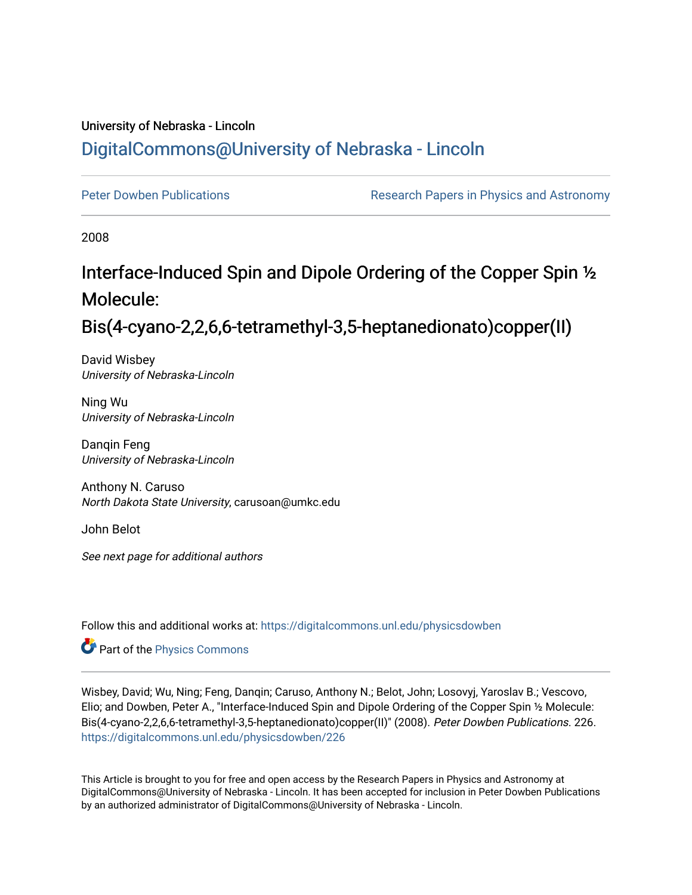University of Nebraska - Lincoln

## DigitalCommons@University of Nebraska - Lincoln

Peter Dowben Publications | Research Papers in Physics and Astronomy

2008

# Interface-Induced Spin and Dipole Ordering of the Copper Spin ½ Molecule: Bis(4-cyano-2,2,6,6-tetramethyl-3,5-heptanedionato)copper(II)

David Wisbey
*University of Nebraska-Lincoln*

Ning Wu
*University of Nebraska-Lincoln*

Danqin Feng
*University of Nebraska-Lincoln*

Anthony N. Caruso
*North Dakota State University*, carusoan@umkc.edu

John Belot

*See next page for additional authors*

Follow this and additional works at: https://digitalcommons.unl.edu/physicsdowben

Part of the Physics Commons

Wisbey, David; Wu, Ning; Feng, Danqin; Caruso, Anthony N.; Belot, John; Losovyj, Yaroslav B.; Vescovo, Elio; and Dowben, Peter A., "Interface-Induced Spin and Dipole Ordering of the Copper Spin ½ Molecule: Bis(4-cyano-2,2,6,6-tetramethyl-3,5-heptanedionato)copper(II)" (2008). *Peter Dowben Publications*. 226.
https://digitalcommons.unl.edu/physicsdowben/226

This Article is brought to you for free and open access by the Research Papers in Physics and Astronomy at DigitalCommons@University of Nebraska - Lincoln. It has been accepted for inclusion in Peter Dowben Publications by an authorized administrator of DigitalCommons@University of Nebraska - Lincoln.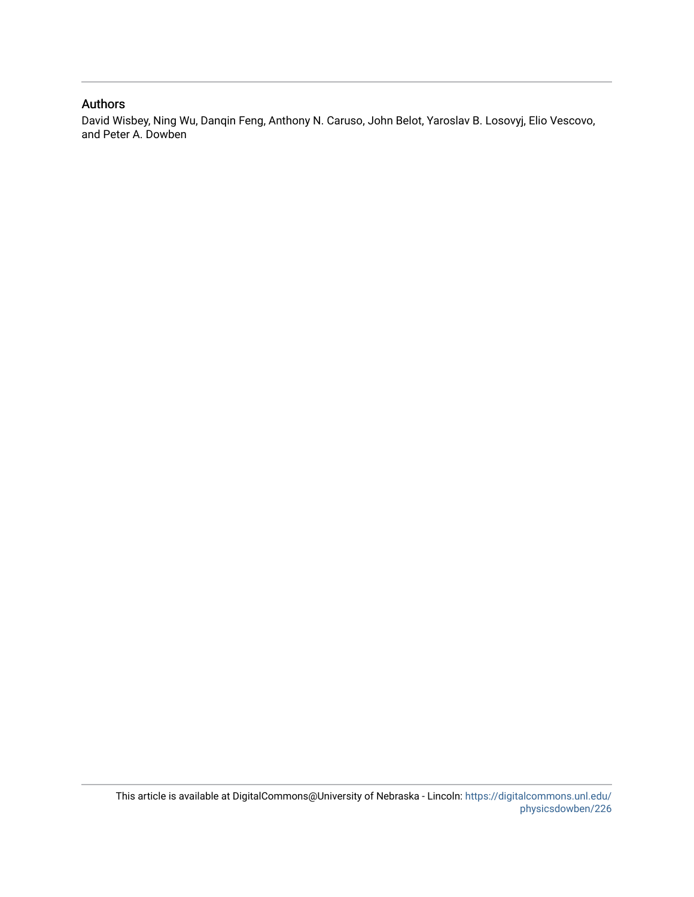## Authors

David Wisbey, Ning Wu, Danqin Feng, Anthony N. Caruso, John Belot, Yaroslav B. Losovyj, Elio Vescovo, and Peter A. Dowben

This article is available at DigitalCommons@University of Nebraska - Lincoln: https://digitalcommons.unl.edu/physicsdowben/226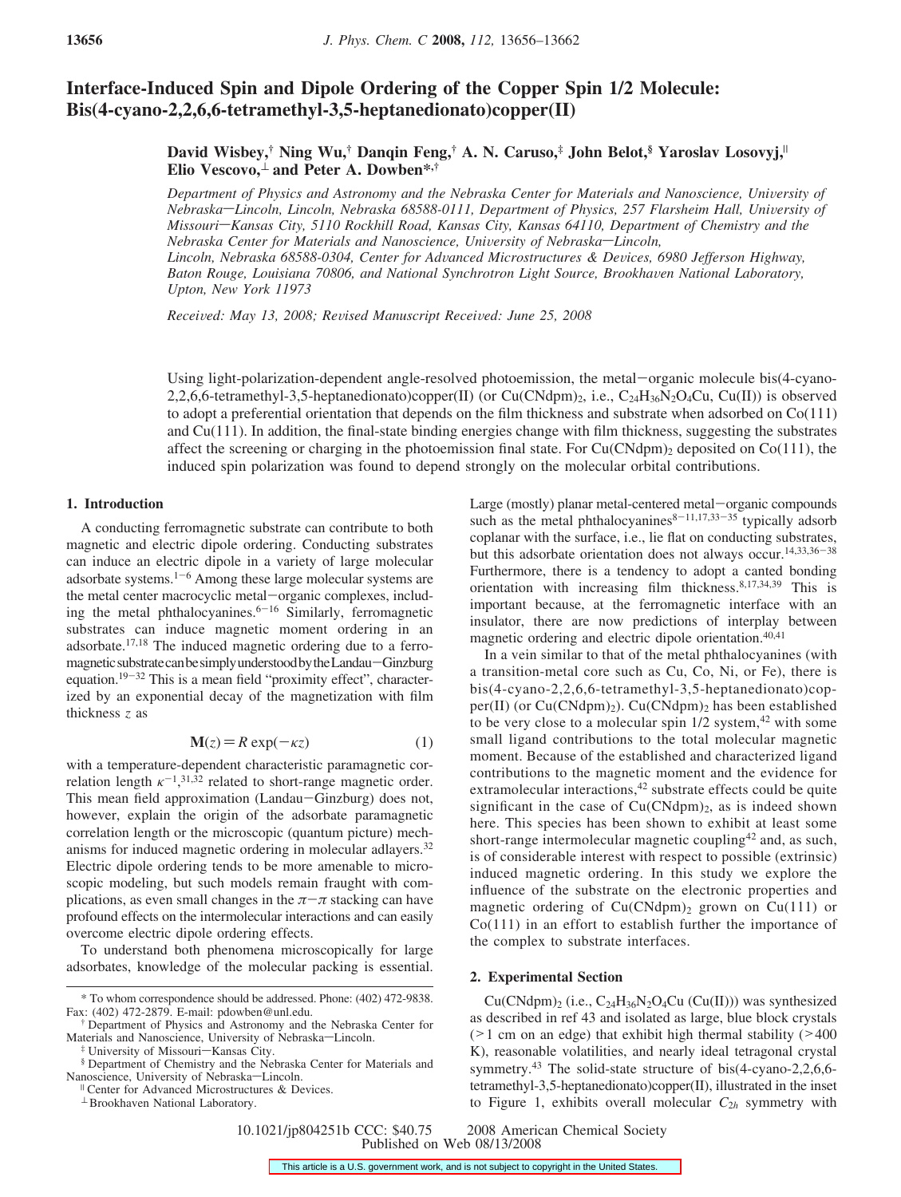# Interface-Induced Spin and Dipole Ordering of the Copper Spin 1/2 Molecule: Bis(4-cyano-2,2,6,6-tetramethyl-3,5-heptanedionato)copper(II)

**David Wisbey,[†] Ning Wu,[†] Danqin Feng,[†] A. N. Caruso,[‡] John Belot,[§] Yaroslav Losovyj,[∥] Elio Vescovo,[⊥] and Peter A. Dowben*[,†]**

*Department of Physics and Astronomy and the Nebraska Center for Materials and Nanoscience, University of Nebraska—Lincoln, Lincoln, Nebraska 68588-0111, Department of Physics, 257 Flarsheim Hall, University of Missouri—Kansas City, 5110 Rockhill Road, Kansas City, Kansas 64110, Department of Chemistry and the Nebraska Center for Materials and Nanoscience, University of Nebraska—Lincoln, Lincoln, Nebraska 68588-0304, Center for Advanced Microstructures & Devices, 6980 Jefferson Highway, Baton Rouge, Louisiana 70806, and National Synchrotron Light Source, Brookhaven National Laboratory, Upton, New York 11973*

*Received: May 13, 2008; Revised Manuscript Received: June 25, 2008*

Using light-polarization-dependent angle-resolved photoemission, the metal–organic molecule bis(4-cyano-2,2,6,6-tetramethyl-3,5-heptanedionato)copper(II) (or $Cu(CNdpm)_2$, i.e., $C_{24}H_{36}N_2O_4Cu$, Cu(II)) is observed to adopt a preferential orientation that depends on the film thickness and substrate when adsorbed on Co(111) and Cu(111). In addition, the final-state binding energies change with film thickness, suggesting the substrates affect the screening or charging in the photoemission final state. For $Cu(CNdpm)_2$ deposited on Co(111), the induced spin polarization was found to depend strongly on the molecular orbital contributions.

## 1. Introduction

A conducting ferromagnetic substrate can contribute to both magnetic and electric dipole ordering. Conducting substrates can induce an electric dipole in a variety of large molecular adsorbate systems.[1–6] Among these large molecular systems are the metal center macrocyclic metal–organic complexes, including the metal phthalocyanines.[6–16] Similarly, ferromagnetic substrates can induce magnetic moment ordering in an adsorbate.[17,18] The induced magnetic ordering due to a ferromagnetic substrate can be simply understood by the Landau–Ginzburg equation.[19–32] This is a mean field "proximity effect", characterized by an exponential decay of the magnetization with film thickness $z$ as

$$\mathbf{M}(z) = R\exp(-\kappa z) \tag{1}$$

with a temperature-dependent characteristic paramagnetic correlation length $\kappa^{-1}$,[31,32] related to short-range magnetic order. This mean field approximation (Landau–Ginzburg) does not, however, explain the origin of the adsorbate paramagnetic correlation length or the microscopic (quantum picture) mechanisms for induced magnetic ordering in molecular adlayers.[32] Electric dipole ordering tends to be more amenable to microscopic modeling, but such models remain fraught with complications, as even small changes in the $\pi-\pi$ stacking can have profound effects on the intermolecular interactions and can easily overcome electric dipole ordering effects.

To understand both phenomena microscopically for large adsorbates, knowledge of the molecular packing is essential. Large (mostly) planar metal-centered metal–organic compounds such as the metal phthalocyanines[8–11,17,33–35] typically adsorb coplanar with the surface, i.e., lie flat on conducting substrates, but this adsorbate orientation does not always occur.[14,33,36–38] Furthermore, there is a tendency to adopt a canted bonding orientation with increasing film thickness.[8,17,34,39] This is important because, at the ferromagnetic interface with an insulator, there are now predictions of interplay between magnetic ordering and electric dipole orientation.[40,41]

In a vein similar to that of the metal phthalocyanines (with a transition-metal core such as Cu, Co, Ni, or Fe), there is bis(4-cyano-2,2,6,6-tetramethyl-3,5-heptanedionato)copper(II) (or $Cu(CNdpm)_2$). $Cu(CNdpm)_2$ has been established to be very close to a molecular spin 1/2 system,[42] with some small ligand contributions to the total molecular magnetic moment. Because of the established and characterized ligand contributions to the magnetic moment and the evidence for extramolecular interactions,[42] substrate effects could be quite significant in the case of $Cu(CNdpm)_2$, as is indeed shown here. This species has been shown to exhibit at least some short-range intermolecular magnetic coupling[42] and, as such, is of considerable interest with respect to possible (extrinsic) induced magnetic ordering. In this study we explore the influence of the substrate on the electronic properties and magnetic ordering of $Cu(CNdpm)_2$ grown on Cu(111) or Co(111) in an effort to establish further the importance of the complex to substrate interfaces.

## 2. Experimental Section

$Cu(CNdpm)_2$ (i.e., $C_{24}H_{36}N_2O_4Cu$ (Cu(II))) was synthesized as described in ref 43 and isolated as large, blue block crystals (>1 cm on an edge) that exhibit high thermal stability (>400 K), reasonable volatilities, and nearly ideal tetragonal crystal symmetry.[43] The solid-state structure of bis(4-cyano-2,2,6,6-tetramethyl-3,5-heptanedionato)copper(II), illustrated in the inset to Figure 1, exhibits overall molecular $C_{2h}$ symmetry with

\* To whom correspondence should be addressed. Phone: (402) 472-9838. Fax: (402) 472-2879. E-mail: pdowben@unl.edu.

[†] Department of Physics and Astronomy and the Nebraska Center for Materials and Nanoscience, University of Nebraska—Lincoln.

[‡] University of Missouri—Kansas City.

[§] Department of Chemistry and the Nebraska Center for Materials and Nanoscience, University of Nebraska—Lincoln.

[∥] Center for Advanced Microstructures & Devices.

[⊥] Brookhaven National Laboratory.

10.1021/jp804251b CCC: $40.75 © 2008 American Chemical Society
Published on Web 08/13/2008

This article is a U.S. government work, and is not subject to copyright in the United States.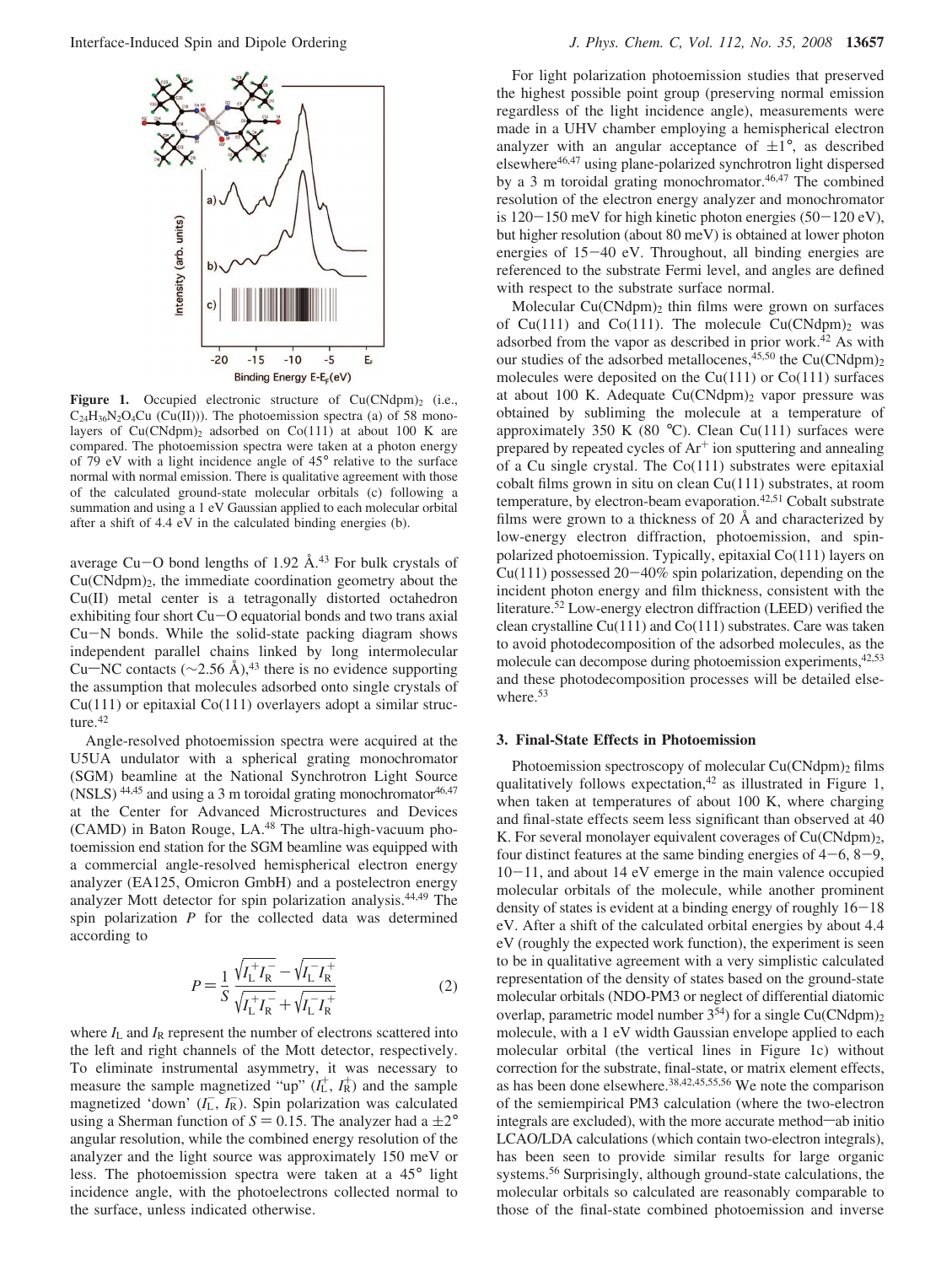**Figure 1.** Occupied electronic structure of $Cu(CNdpm)_2$ (i.e., $C_{24}H_{36}N_2O_4Cu$ (Cu(II))). The photoemission spectra (a) of 58 monolayers of $Cu(CNdpm)_2$ adsorbed on Co(111) at about 100 K are compared. The photoemission spectra were taken at a photon energy of 79 eV with a light incidence angle of 45° relative to the surface normal with normal emission. There is qualitative agreement with those of the calculated ground-state molecular orbitals (c) following a summation and using a 1 eV Gaussian applied to each molecular orbital after a shift of 4.4 eV in the calculated binding energies (b).

average Cu−O bond lengths of 1.92 Å.[43] For bulk crystals of $Cu(CNdpm)_2$, the immediate coordination geometry about the Cu(II) metal center is a tetragonally distorted octahedron exhibiting four short Cu−O equatorial bonds and two trans axial Cu−N bonds. While the solid-state packing diagram shows independent parallel chains linked by long intermolecular Cu−NC contacts (∼2.56 Å),[43] there is no evidence supporting the assumption that molecules adsorbed onto single crystals of Cu(111) or epitaxial Co(111) overlayers adopt a similar structure.[42]

Angle-resolved photoemission spectra were acquired at the U5UA undulator with a spherical grating monochromator (SGM) beamline at the National Synchrotron Light Source (NSLS) [44,45] and using a 3 m toroidal grating monochromator[46,47] at the Center for Advanced Microstructures and Devices (CAMD) in Baton Rouge, LA.[48] The ultra-high-vacuum photoemission end station for the SGM beamline was equipped with a commercial angle-resolved hemispherical electron energy analyzer (EA125, Omicron GmbH) and a postelectron energy analyzer Mott detector for spin polarization analysis.[44,49] The spin polarization $P$ for the collected data was determined according to

$$P = \frac{1}{S}\frac{\sqrt{I_L^+ I_R^-} - \sqrt{I_L^- I_R^+}}{\sqrt{I_L^+ I_R^-} + \sqrt{I_L^- I_R^+}} \tag{2}$$

where $I_L$ and $I_R$ represent the number of electrons scattered into the left and right channels of the Mott detector, respectively. To eliminate instrumental asymmetry, it was necessary to measure the sample magnetized "up" ($I_L^+$, $I_R^+$) and the sample magnetized 'down' ($I_L^-$, $I_R^-$). Spin polarization was calculated using a Sherman function of $S = 0.15$. The analyzer had a ±2° angular resolution, while the combined energy resolution of the analyzer and the light source was approximately 150 meV or less. The photoemission spectra were taken at a 45° light incidence angle, with the photoelectrons collected normal to the surface, unless indicated otherwise.

For light polarization photoemission studies that preserved the highest possible point group (preserving normal emission regardless of the light incidence angle), measurements were made in a UHV chamber employing a hemispherical electron analyzer with an angular acceptance of ±1°, as described elsewhere[46,47] using plane-polarized synchrotron light dispersed by a 3 m toroidal grating monochromator.[46,47] The combined resolution of the electron energy analyzer and monochromator is 120−150 meV for high kinetic photon energies (50−120 eV), but higher resolution (about 80 meV) is obtained at lower photon energies of 15−40 eV. Throughout, all binding energies are referenced to the substrate Fermi level, and angles are defined with respect to the substrate surface normal.

Molecular $Cu(CNdpm)_2$ thin films were grown on surfaces of Cu(111) and Co(111). The molecule $Cu(CNdpm)_2$ was adsorbed from the vapor as described in prior work.[42] As with our studies of the adsorbed metallocenes,[45,50] the $Cu(CNdpm)_2$ molecules were deposited on the Cu(111) or Co(111) surfaces at about 100 K. Adequate $Cu(CNdpm)_2$ vapor pressure was obtained by subliming the molecule at a temperature of approximately 350 K (80 °C). Clean Cu(111) surfaces were prepared by repeated cycles of $Ar^+$ ion sputtering and annealing of a Cu single crystal. The Co(111) substrates were epitaxial cobalt films grown in situ on clean Cu(111) substrates, at room temperature, by electron-beam evaporation.[42,51] Cobalt substrate films were grown to a thickness of 20 Å and characterized by low-energy electron diffraction, photoemission, and spin-polarized photoemission. Typically, epitaxial Co(111) layers on Cu(111) possessed 20−40% spin polarization, depending on the incident photon energy and film thickness, consistent with the literature.[52] Low-energy electron diffraction (LEED) verified the clean crystalline Cu(111) and Co(111) substrates. Care was taken to avoid photodecomposition of the adsorbed molecules, as the molecule can decompose during photoemission experiments,[42,53] and these photodecomposition processes will be detailed elsewhere.[53]

## 3. Final-State Effects in Photoemission

Photoemission spectroscopy of molecular $Cu(CNdpm)_2$ films qualitatively follows expectation,[42] as illustrated in Figure 1, when taken at temperatures of about 100 K, where charging and final-state effects seem less significant than observed at 40 K. For several monolayer equivalent coverages of $Cu(CNdpm)_2$, four distinct features at the same binding energies of 4−6, 8−9, 10−11, and about 14 eV emerge in the main valence occupied molecular orbitals of the molecule, while another prominent density of states is evident at a binding energy of roughly 16−18 eV. After a shift of the calculated orbital energies by about 4.4 eV (roughly the expected work function), the experiment is seen to be in qualitative agreement with a very simplistic calculated representation of the density of states based on the ground-state molecular orbitals (NDO-PM3 or neglect of differential diatomic overlap, parametric model number 3[54]) for a single $Cu(CNdpm)_2$ molecule, with a 1 eV width Gaussian envelope applied to each molecular orbital (the vertical lines in Figure 1c) without correction for the substrate, final-state, or matrix element effects, as has been done elsewhere.[38,42,45,55,56] We note the comparison of the semiempirical PM3 calculation (where the two-electron integrals are excluded), with the more accurate method—ab initio LCAO/LDA calculations (which contain two-electron integrals), has been seen to provide similar results for large organic systems.[56] Surprisingly, although ground-state calculations, the molecular orbitals so calculated are reasonably comparable to those of the final-state combined photoemission and inverse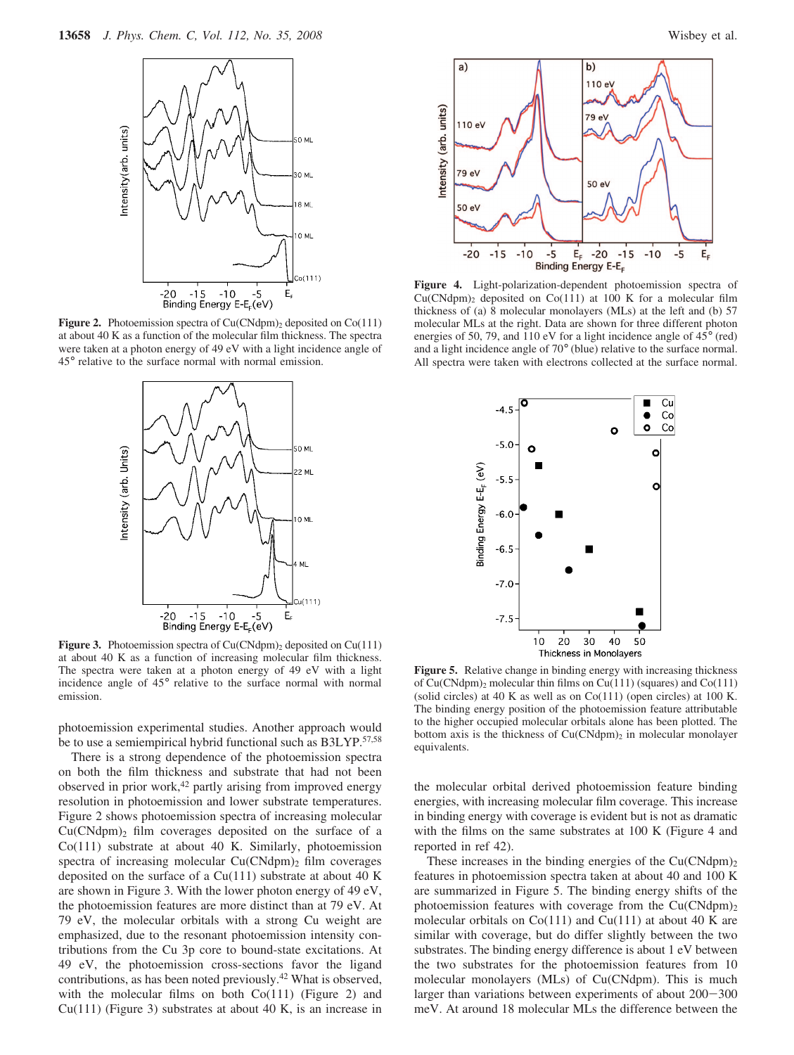Figure 2. Photoemission spectra of $Cu(CNdpm)_2$ deposited on Co(111) at about 40 K as a function of the molecular film thickness. The spectra were taken at a photon energy of 49 eV with a light incidence angle of 45° relative to the surface normal with normal emission.

Figure 3. Photoemission spectra of $Cu(CNdpm)_2$ deposited on Cu(111) at about 40 K as a function of increasing molecular film thickness. The spectra were taken at a photon energy of 49 eV with a light incidence angle of 45° relative to the surface normal with normal emission.

Figure 4. Light-polarization-dependent photoemission spectra of $Cu(CNdpm)_2$ deposited on Co(111) at 100 K for a molecular film thickness of (a) 8 molecular monolayers (MLs) at the left and (b) 57 molecular MLs at the right. Data are shown for three different photon energies of 50, 79, and 110 eV for a light incidence angle of 45° (red) and a light incidence angle of 70° (blue) relative to the surface normal. All spectra were taken with electrons collected at the surface normal.

Figure 5. Relative change in binding energy with increasing thickness of $Cu(CNdpm)_2$ molecular thin films on Cu(111) (squares) and Co(111) (solid circles) at 40 K as well as on Co(111) (open circles) at 100 K. The binding energy position of the photoemission feature attributable to the higher occupied molecular orbitals alone has been plotted. The bottom axis is the thickness of $Cu(CNdpm)_2$ in molecular monolayer equivalents.

photoemission experimental studies. Another approach would be to use a semiempirical hybrid functional such as B3LYP.[57,58]

There is a strong dependence of the photoemission spectra on both the film thickness and substrate that had not been observed in prior work,[42] partly arising from improved energy resolution in photoemission and lower substrate temperatures. Figure 2 shows photoemission spectra of increasing molecular $Cu(CNdpm)_2$ film coverages deposited on the surface of a Co(111) substrate at about 40 K. Similarly, photoemission spectra of increasing molecular $Cu(CNdpm)_2$ film coverages deposited on the surface of a Cu(111) substrate at about 40 K are shown in Figure 3. With the lower photon energy of 49 eV, the photoemission features are more distinct than at 79 eV. At 79 eV, the molecular orbitals with a strong Cu weight are emphasized, due to the resonant photoemission intensity contributions from the Cu 3p core to bound-state excitations. At 49 eV, the photoemission cross-sections favor the ligand contributions, as has been noted previously.[42] What is observed, with the molecular films on both Co(111) (Figure 2) and Cu(111) (Figure 3) substrates at about 40 K, is an increase in the molecular orbital derived photoemission feature binding energies, with increasing molecular film coverage. This increase in binding energy with coverage is evident but is not as dramatic with the films on the same substrates at 100 K (Figure 4 and reported in ref 42).

These increases in the binding energies of the $Cu(CNdpm)_2$ features in photoemission spectra taken at about 40 and 100 K are summarized in Figure 5. The binding energy shifts of the photoemission features with coverage from the $Cu(CNdpm)_2$ molecular orbitals on Co(111) and Cu(111) at about 40 K are similar with coverage, but do differ slightly between the two substrates. The binding energy difference is about 1 eV between the two substrates for the photoemission features from 10 molecular monolayers (MLs) of Cu(CNdpm). This is much larger than variations between experiments of about 200−300 meV. At around 18 molecular MLs the difference between the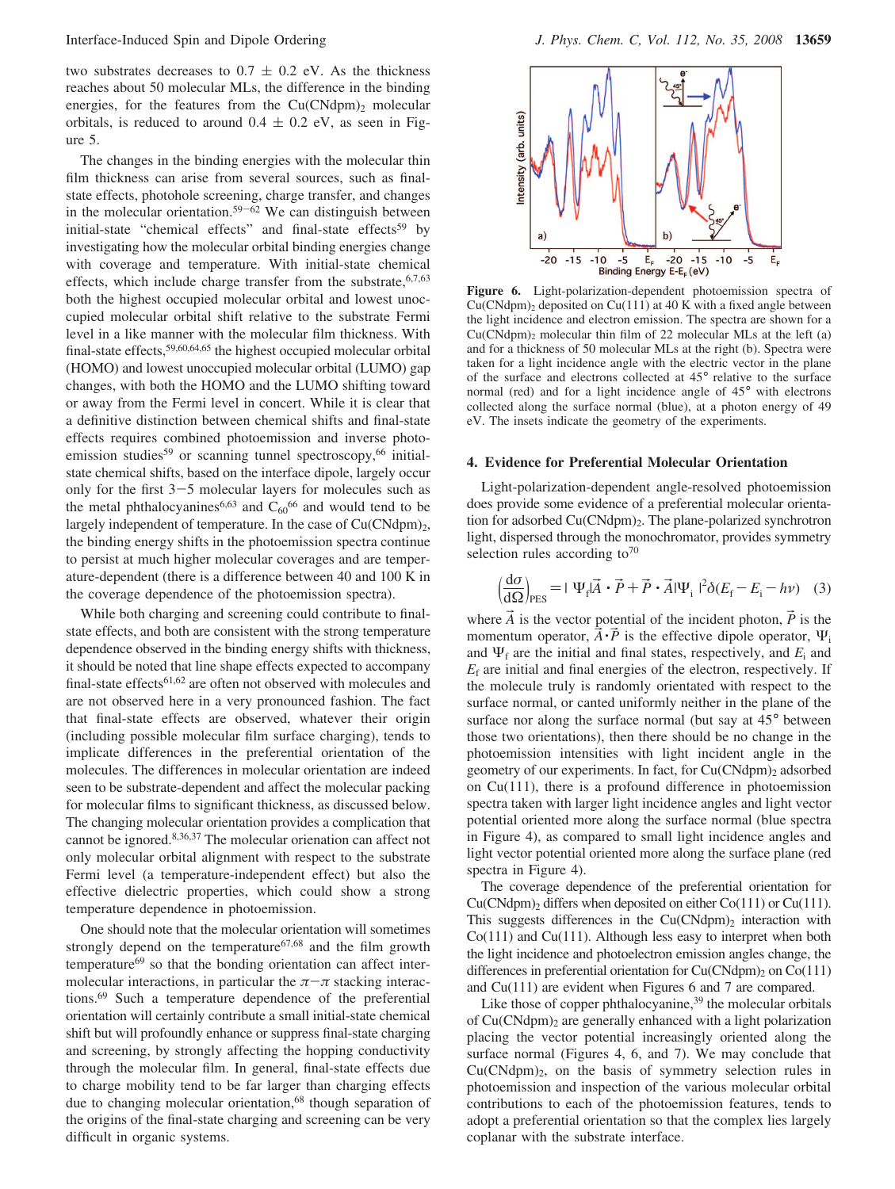two substrates decreases to 0.7 ± 0.2 eV. As the thickness reaches about 50 molecular MLs, the difference in the binding energies, for the features from the $Cu(CNdpm)_2$ molecular orbitals, is reduced to around 0.4 ± 0.2 eV, as seen in Figure 5.

The changes in the binding energies with the molecular thin film thickness can arise from several sources, such as final-state effects, photohole screening, charge transfer, and changes in the molecular orientation.[59−62] We can distinguish between initial-state "chemical effects" and final-state effects[59] by investigating how the molecular orbital binding energies change with coverage and temperature. With initial-state chemical effects, which include charge transfer from the substrate,[6,7,63] both the highest occupied molecular orbital and lowest unoccupied molecular orbital shift relative to the substrate Fermi level in a like manner with the molecular film thickness. With final-state effects,[59,60,64,65] the highest occupied molecular orbital (HOMO) and lowest unoccupied molecular orbital (LUMO) gap changes, with both the HOMO and the LUMO shifting toward or away from the Fermi level in concert. While it is clear that a definitive distinction between chemical shifts and final-state effects requires combined photoemission and inverse photoemission studies[59] or scanning tunnel spectroscopy,[66] initial-state chemical shifts, based on the interface dipole, largely occur only for the first 3−5 molecular layers for molecules such as the metal phthalocyanines[6,63] and $C_{60}$[66] and would tend to be largely independent of temperature. In the case of $Cu(CNdpm)_2$, the binding energy shifts in the photoemission spectra continue to persist at much higher molecular coverages and are temperature-dependent (there is a difference between 40 and 100 K in the coverage dependence of the photoemission spectra).

While both charging and screening could contribute to final-state effects, and both are consistent with the strong temperature dependence observed in the binding energy shifts with thickness, it should be noted that line shape effects expected to accompany final-state effects[61,62] are often not observed with molecules and are not observed here in a very pronounced fashion. The fact that final-state effects are observed, whatever their origin (including possible molecular film surface charging), tends to implicate differences in the preferential orientation of the molecules. The differences in molecular orientation are indeed seen to be substrate-dependent and affect the molecular packing for molecular films to significant thickness, as discussed below. The changing molecular orientation provides a complication that cannot be ignored.[8,36,37] The molecular orienation can affect not only molecular orbital alignment with respect to the substrate Fermi level (a temperature-independent effect) but also the effective dielectric properties, which could show a strong temperature dependence in photoemission.

One should note that the molecular orientation will sometimes strongly depend on the temperature[67,68] and the film growth temperature[69] so that the bonding orientation can affect intermolecular interactions, in particular the $\pi-\pi$ stacking interactions.[69] Such a temperature dependence of the preferential orientation will certainly contribute a small initial-state chemical shift but will profoundly enhance or suppress final-state charging and screening, by strongly affecting the hopping conductivity through the molecular film. In general, final-state effects due to charge mobility tend to be far larger than charging effects due to changing molecular orientation,[68] though separation of the origins of the final-state charging and screening can be very difficult in organic systems.

**Figure 6.** Light-polarization-dependent photoemission spectra of $Cu(CNdpm)_2$ deposited on Cu(111) at 40 K with a fixed angle between the light incidence and electron emission. The spectra are shown for a $Cu(CNdpm)_2$ molecular thin film of 22 molecular MLs at the left (a) and for a thickness of 50 molecular MLs at the right (b). Spectra were taken for a light incidence angle with the electric vector in the plane of the surface and electrons collected at 45° relative to the surface normal (red) and for a light incidence angle of 45° with electrons collected along the surface normal (blue), at a photon energy of 49 eV. The insets indicate the geometry of the experiments.

## 4. Evidence for Preferential Molecular Orientation

Light-polarization-dependent angle-resolved photoemission does provide some evidence of a preferential molecular orientation for adsorbed $Cu(CNdpm)_2$. The plane-polarized synchrotron light, dispersed through the monochromator, provides symmetry selection rules according to[70]

$$\left(\frac{d\sigma}{d\Omega}\right)_{PES} = |\langle\Psi_f|\vec{A}\cdot\vec{P} + \vec{P}\cdot\vec{A}|\Psi_i\rangle|^2\delta(E_f - E_i - h\nu) \quad (3)$$

where $\vec{A}$ is the vector potential of the incident photon, $\vec{P}$ is the momentum operator, $\vec{A}\cdot\vec{P}$ is the effective dipole operator, $\Psi_i$ and $\Psi_f$ are the initial and final states, respectively, and $E_i$ and $E_f$ are initial and final energies of the electron, respectively. If the molecule truly is randomly orientated with respect to the surface normal, or canted uniformly neither in the plane of the surface nor along the surface normal (but say at 45° between those two orientations), then there should be no change in the photoemission intensities with light incident angle in the geometry of our experiments. In fact, for $Cu(CNdpm)_2$ adsorbed on Cu(111), there is a profound difference in photoemission spectra taken with larger light incidence angles and light vector potential oriented more along the surface normal (blue spectra in Figure 4), as compared to small light incidence angles and light vector potential oriented more along the surface plane (red spectra in Figure 4).

The coverage dependence of the preferential orientation for $Cu(CNdpm)_2$ differs when deposited on either Co(111) or Cu(111). This suggests differences in the $Cu(CNdpm)_2$ interaction with Co(111) and Cu(111). Although less easy to interpret when both the light incidence and photoelectron emission angles change, the differences in preferential orientation for $Cu(CNdpm)_2$ on Co(111) and Cu(111) are evident when Figures 6 and 7 are compared.

Like those of copper phthalocyanine,[39] the molecular orbitals of $Cu(CNdpm)_2$ are generally enhanced with a light polarization placing the vector potential increasingly oriented along the surface normal (Figures 4, 6, and 7). We may conclude that $Cu(CNdpm)_2$, on the basis of symmetry selection rules in photoemission and inspection of the various molecular orbital contributions to each of the photoemission features, tends to adopt a preferential orientation so that the complex lies largely coplanar with the substrate interface.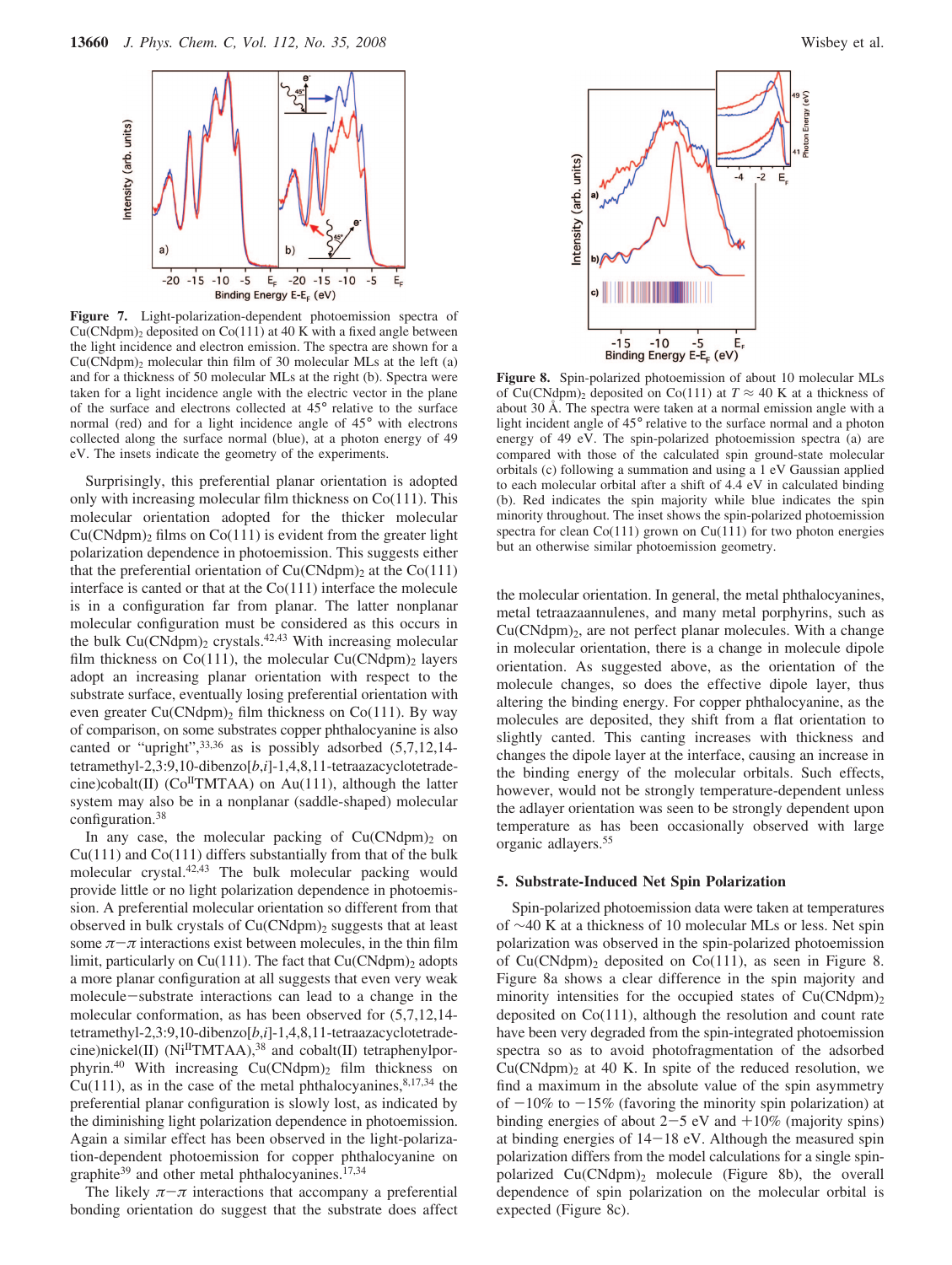**Figure 7.** Light-polarization-dependent photoemission spectra of $Cu(CNdpm)_2$ deposited on Co(111) at 40 K with a fixed angle between the light incidence and electron emission. The spectra are shown for a $Cu(CNdpm)_2$ molecular thin film of 30 molecular MLs at the left (a) and for a thickness of 50 molecular MLs at the right (b). Spectra were taken for a light incidence angle with the electric vector in the plane of the surface and electrons collected at 45° relative to the surface normal (red) and for a light incidence angle of 45° with electrons collected along the surface normal (blue), at a photon energy of 49 eV. The insets indicate the geometry of the experiments.

Surprisingly, this preferential planar orientation is adopted only with increasing molecular film thickness on Co(111). This molecular orientation adopted for the thicker molecular $Cu(CNdpm)_2$ films on Co(111) is evident from the greater light polarization dependence in photoemission. This suggests either that the preferential orientation of $Cu(CNdpm)_2$ at the Co(111) interface is canted or that at the Co(111) interface the molecule is in a configuration far from planar. The latter nonplanar molecular configuration must be considered as this occurs in the bulk $Cu(CNdpm)_2$ crystals.[42,43] With increasing molecular film thickness on Co(111), the molecular $Cu(CNdpm)_2$ layers adopt an increasing planar orientation with respect to the substrate surface, eventually losing preferential orientation with even greater $Cu(CNdpm)_2$ film thickness on Co(111). By way of comparison, on some substrates copper phthalocyanine is also canted or "upright",[33,36] as is possibly adsorbed (5,7,12,14-tetramethyl-2,3:9,10-dibenzo[*b*,*i*]-1,4,8,11-tetraazacyclotetradecine)cobalt(II) ($Co^{II}$TMTAA) on Au(111), although the latter system may also be in a nonplanar (saddle-shaped) molecular configuration.[38]

In any case, the molecular packing of $Cu(CNdpm)_2$ on Cu(111) and Co(111) differs substantially from that of the bulk molecular crystal.[42,43] The bulk molecular packing would provide little or no light polarization dependence in photoemission. A preferential molecular orientation so different from that observed in bulk crystals of $Cu(CNdpm)_2$ suggests that at least some $\pi-\pi$ interactions exist between molecules, in the thin film limit, particularly on Cu(111). The fact that $Cu(CNdpm)_2$ adopts a more planar configuration at all suggests that even very weak molecule–substrate interactions can lead to a change in the molecular conformation, as has been observed for (5,7,12,14-tetramethyl-2,3:9,10-dibenzo[*b*,*i*]-1,4,8,11-tetraazacyclotetradecine)nickel(II) ($Ni^{II}$TMTAA),[38] and cobalt(II) tetraphenylporphyrin.[40] With increasing $Cu(CNdpm)_2$ film thickness on Cu(111), as in the case of the metal phthalocyanines,[8,17,34] the preferential planar configuration is slowly lost, as indicated by the diminishing light polarization dependence in photoemission. Again a similar effect has been observed in the light-polarization-dependent photoemission for copper phthalocyanine on graphite[39] and other metal phthalocyanines.[17,34]

The likely $\pi-\pi$ interactions that accompany a preferential bonding orientation do suggest that the substrate does affect the molecular orientation. In general, the metal phthalocyanines, metal tetraazaannulenes, and many metal porphyrins, such as $Cu(CNdpm)_2$, are not perfect planar molecules. With a change in molecular orientation, there is a change in molecule dipole orientation. As suggested above, as the orientation of the molecule changes, so does the effective dipole layer, thus altering the binding energy. For copper phthalocyanine, as the molecules are deposited, they shift from a flat orientation to slightly canted. This canting increases with thickness and changes the dipole layer at the interface, causing an increase in the binding energy of the molecular orbitals. Such effects, however, would not be strongly temperature-dependent unless the adlayer orientation was seen to be strongly dependent upon temperature as has been occasionally observed with large organic adlayers.[55]

**Figure 8.** Spin-polarized photoemission of about 10 molecular MLs of $Cu(CNdpm)_2$ deposited on Co(111) at $T \approx 40$ K at a thickness of about 30 Å. The spectra were taken at a normal emission angle with a light incident angle of 45° relative to the surface normal and a photon energy of 49 eV. The spin-polarized photoemission spectra (a) are compared with those of the calculated spin ground-state molecular orbitals (c) following a summation and using a 1 eV Gaussian applied to each molecular orbital after a shift of 4.4 eV in calculated binding (b). Red indicates the spin majority while blue indicates the spin minority throughout. The inset shows the spin-polarized photoemission spectra for clean Co(111) grown on Cu(111) for two photon energies but an otherwise similar photoemission geometry.

## 5. Substrate-Induced Net Spin Polarization

Spin-polarized photoemission data were taken at temperatures of ~40 K at a thickness of 10 molecular MLs or less. Net spin polarization was observed in the spin-polarized photoemission of $Cu(CNdpm)_2$ deposited on Co(111), as seen in Figure 8. Figure 8a shows a clear difference in the spin majority and minority intensities for the occupied states of $Cu(CNdpm)_2$ deposited on Co(111), although the resolution and count rate have been very degraded from the spin-integrated photoemission spectra so as to avoid photofragmentation of the adsorbed $Cu(CNdpm)_2$ at 40 K. In spite of the reduced resolution, we find a maximum in the absolute value of the spin asymmetry of −10% to −15% (favoring the minority spin polarization) at binding energies of about 2−5 eV and +10% (majority spins) at binding energies of 14−18 eV. Although the measured spin polarization differs from the model calculations for a single spin-polarized $Cu(CNdpm)_2$ molecule (Figure 8b), the overall dependence of spin polarization on the molecular orbital is expected (Figure 8c).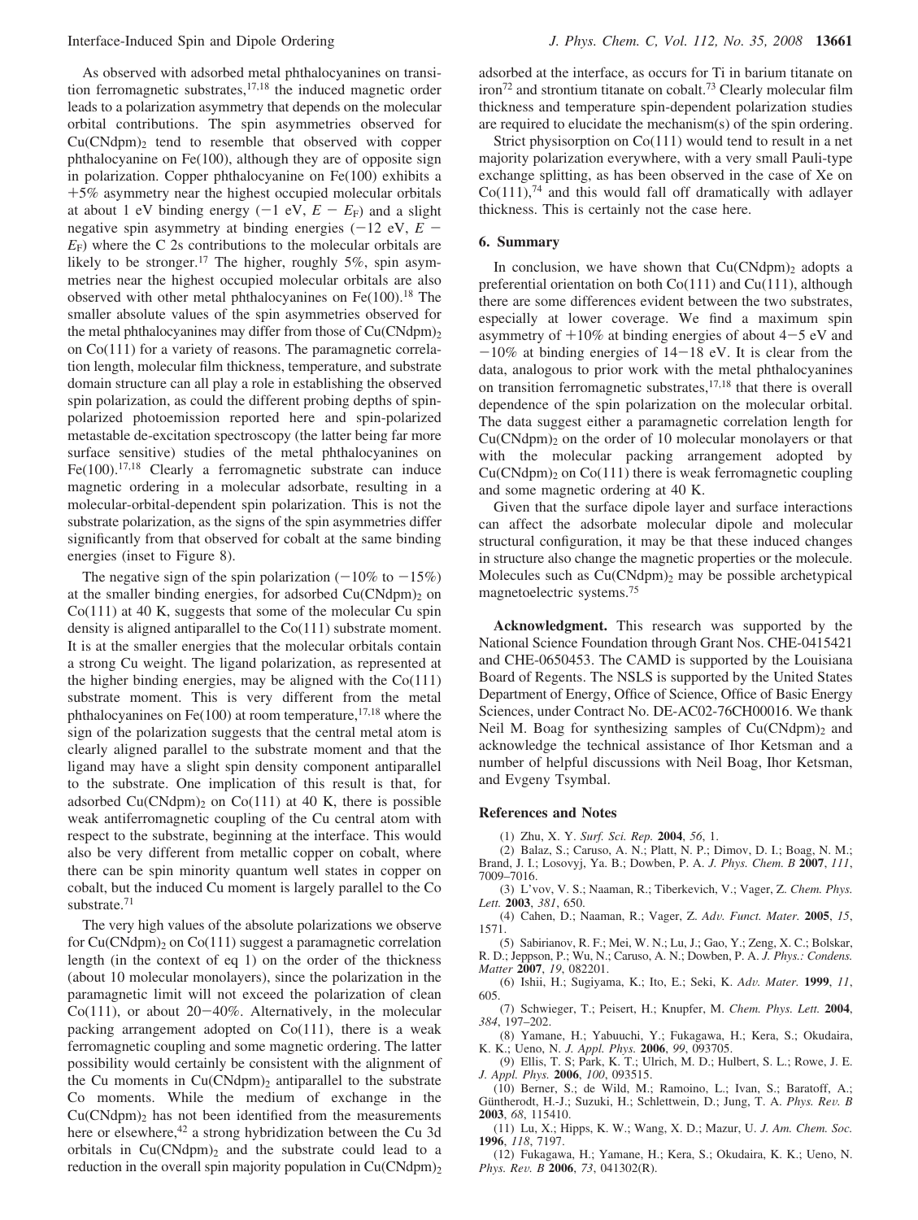As observed with adsorbed metal phthalocyanines on transition ferromagnetic substrates,[17,18] the induced magnetic order leads to a polarization asymmetry that depends on the molecular orbital contributions. The spin asymmetries observed for $Cu(CNdpm)_2$ tend to resemble that observed with copper phthalocyanine on Fe(100), although they are of opposite sign in polarization. Copper phthalocyanine on Fe(100) exhibits a +5% asymmetry near the highest occupied molecular orbitals at about 1 eV binding energy (−1 eV, $E - E_F$) and a slight negative spin asymmetry at binding energies (−12 eV, $E - E_F$) where the C 2s contributions to the molecular orbitals are likely to be stronger.[17] The higher, roughly 5%, spin asymmetries near the highest occupied molecular orbitals are also observed with other metal phthalocyanines on Fe(100).[18] The smaller absolute values of the spin asymmetries observed for the metal phthalocyanines may differ from those of $Cu(CNdpm)_2$ on Co(111) for a variety of reasons. The paramagnetic correlation length, molecular film thickness, temperature, and substrate domain structure can all play a role in establishing the observed spin polarization, as could the different probing depths of spin-polarized photoemission reported here and spin-polarized metastable de-excitation spectroscopy (the latter being far more surface sensitive) studies of the metal phthalocyanines on Fe(100).[17,18] Clearly a ferromagnetic substrate can induce magnetic ordering in a molecular adsorbate, resulting in a molecular-orbital-dependent spin polarization. This is not the substrate polarization, as the signs of the spin asymmetries differ significantly from that observed for cobalt at the same binding energies (inset to Figure 8).

The negative sign of the spin polarization (−10% to −15%) at the smaller binding energies, for adsorbed $Cu(CNdpm)_2$ on Co(111) at 40 K, suggests that some of the molecular Cu spin density is aligned antiparallel to the Co(111) substrate moment. It is at the smaller energies that the molecular orbitals contain a strong Cu weight. The ligand polarization, as represented at the higher binding energies, may be aligned with the Co(111) substrate moment. This is very different from the metal phthalocyanines on Fe(100) at room temperature,[17,18] where the sign of the polarization suggests that the central metal atom is clearly aligned parallel to the substrate moment and that the ligand may have a slight spin density component antiparallel to the substrate. One implication of this result is that, for adsorbed $Cu(CNdpm)_2$ on Co(111) at 40 K, there is possible weak antiferromagnetic coupling of the Cu central atom with respect to the substrate, beginning at the interface. This would also be very different from metallic copper on cobalt, where there can be spin minority quantum well states in copper on cobalt, but the induced Cu moment is largely parallel to the Co substrate.[71]

The very high values of the absolute polarizations we observe for $Cu(CNdpm)_2$ on Co(111) suggest a paramagnetic correlation length (in the context of eq 1) on the order of the thickness (about 10 molecular monolayers), since the polarization in the paramagnetic limit will not exceed the polarization of clean Co(111), or about 20−40%. Alternatively, in the molecular packing arrangement adopted on Co(111), there is a weak ferromagnetic coupling and some magnetic ordering. The latter possibility would certainly be consistent with the alignment of the Cu moments in $Cu(CNdpm)_2$ antiparallel to the substrate Co moments. While the medium of exchange in the $Cu(CNdpm)_2$ has not been identified from the measurements here or elsewhere,[42] a strong hybridization between the Cu 3d orbitals in $Cu(CNdpm)_2$ and the substrate could lead to a reduction in the overall spin majority population in $Cu(CNdpm)_2$ adsorbed at the interface, as occurs for Ti in barium titanate on iron[72] and strontium titanate on cobalt.[73] Clearly molecular film thickness and temperature spin-dependent polarization studies are required to elucidate the mechanism(s) of the spin ordering.

Strict physisorption on Co(111) would tend to result in a net majority polarization everywhere, with a very small Pauli-type exchange splitting, as has been observed in the case of Xe on Co(111),[74] and this would fall off dramatically with adlayer thickness. This is certainly not the case here.

## 6. Summary

In conclusion, we have shown that $Cu(CNdpm)_2$ adopts a preferential orientation on both Co(111) and Cu(111), although there are some differences evident between the two substrates, especially at lower coverage. We find a maximum spin asymmetry of +10% at binding energies of about 4−5 eV and −10% at binding energies of 14−18 eV. It is clear from the data, analogous to prior work with the metal phthalocyanines on transition ferromagnetic substrates,[17,18] that there is overall dependence of the spin polarization on the molecular orbital. The data suggest either a paramagnetic correlation length for $Cu(CNdpm)_2$ on the order of 10 molecular monolayers or that with the molecular packing arrangement adopted by $Cu(CNdpm)_2$ on Co(111) there is weak ferromagnetic coupling and some magnetic ordering at 40 K.

Given that the surface dipole layer and surface interactions can affect the adsorbate molecular dipole and molecular structural configuration, it may be that these induced changes in structure also change the magnetic properties or the molecule. Molecules such as $Cu(CNdpm)_2$ may be possible archetypical magnetoelectric systems.[75]

**Acknowledgment.** This research was supported by the National Science Foundation through Grant Nos. CHE-0415421 and CHE-0650453. The CAMD is supported by the Louisiana Board of Regents. The NSLS is supported by the United States Department of Energy, Office of Science, Office of Basic Energy Sciences, under Contract No. DE-AC02-76CH00016. We thank Neil M. Boag for synthesizing samples of $Cu(CNdpm)_2$ and acknowledge the technical assistance of Ihor Ketsman and a number of helpful discussions with Neil Boag, Ihor Ketsman, and Evgeny Tsymbal.

## References and Notes

(1) Zhu, X. Y. *Surf. Sci. Rep.* **2004**, *56*, 1.

(2) Balaz, S.; Caruso, A. N.; Platt, N. P.; Dimov, D. I.; Boag, N. M.; Brand, J. I.; Losovyj, Ya. B.; Dowben, P. A. *J. Phys. Chem. B* **2007**, *111*, 7009–7016.

(3) L'vov, V. S.; Naaman, R.; Tiberkevich, V.; Vager, Z. *Chem. Phys. Lett.* **2003**, *381*, 650.

(4) Cahen, D.; Naaman, R.; Vager, Z. *Adv. Funct. Mater.* **2005**, *15*, 1571.

(5) Sabirianov, R. F.; Mei, W. N.; Lu, J.; Gao, Y.; Zeng, X. C.; Bolskar, R. D.; Jeppson, P.; Wu, N.; Caruso, A. N.; Dowben, P. A. *J. Phys.: Condens. Matter* **2007**, *19*, 082201.

(6) Ishii, H.; Sugiyama, K.; Ito, E.; Seki, K. *Adv. Mater.* **1999**, *11*, 605.

(7) Schwieger, T.; Peisert, H.; Knupfer, M. *Chem. Phys. Lett.* **2004**, *384*, 197–202.

(8) Yamane, H.; Yabuuchi, Y.; Fukagawa, H.; Kera, S.; Okudaira, K. K.; Ueno, N. *J. Appl. Phys.* **2006**, *99*, 093705.

(9) Ellis, T. S; Park, K. T.; Ulrich, M. D.; Hulbert, S. L.; Rowe, J. E. *J. Appl. Phys.* **2006**, *100*, 093515.

(10) Berner, S.; de Wild, M.; Ramoino, L.; Ivan, S.; Baratoff, A.; Güntherodt, H.-J.; Suzuki, H.; Schlettwein, D.; Jung, T. A. *Phys. Rev. B* **2003**, *68*, 115410.

(11) Lu, X.; Hipps, K. W.; Wang, X. D.; Mazur, U. *J. Am. Chem. Soc.* **1996**, *118*, 7197.

(12) Fukagawa, H.; Yamane, H.; Kera, S.; Okudaira, K. K.; Ueno, N. *Phys. Rev. B* **2006**, *73*, 041302(R).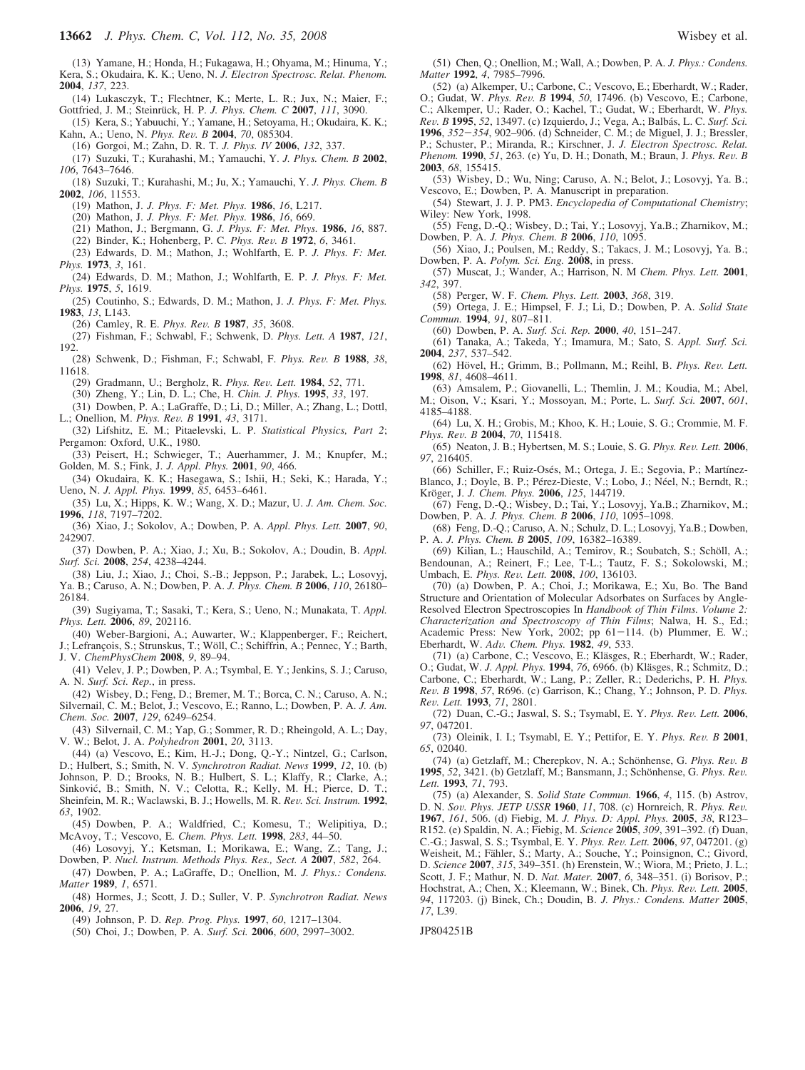(13) Yamane, H.; Honda, H.; Fukagawa, H.; Ohyama, M.; Hinuma, Y.; Kera, S.; Okudaira, K. K.; Ueno, N. *J. Electron Spectrosc. Relat. Phenom.* **2004**, *137*, 223.

(14) Lukasczyk, T.; Flechtner, K.; Merte, L. R.; Jux, N.; Maier, F.; Gottfried, J. M.; Steinrück, H. P. *J. Phys. Chem. C* **2007**, *111*, 3090.

(15) Kera, S.; Yabuuchi, Y.; Yamane, H.; Setoyama, H.; Okudaira, K. K.; Kahn, A.; Ueno, N. *Phys. Rev. B* **2004**, *70*, 085304.

(16) Gorgoi, M.; Zahn, D. R. T. *J. Phys. IV* **2006**, *132*, 337.

(17) Suzuki, T.; Kurahashi, M.; Yamauchi, Y. *J. Phys. Chem. B* **2002**, *106*, 7643–7646.

(18) Suzuki, T.; Kurahashi, M.; Ju, X.; Yamauchi, Y. *J. Phys. Chem. B* **2002**, *106*, 11553.

(19) Mathon, J. *J. Phys. F: Met. Phys.* **1986**, *16*, L217.

(20) Mathon, J. *J. Phys. F: Met. Phys.* **1986**, *16*, 669.

(21) Mathon, J.; Bergmann, G. *J. Phys. F: Met. Phys.* **1986**, *16*, 887.

(22) Binder, K.; Hohenberg, P. C. *Phys. Rev. B* **1972**, *6*, 3461.

(23) Edwards, D. M.; Mathon, J.; Wohlfarth, E. P. *J. Phys. F: Met. Phys.* **1973**, *3*, 161.

(24) Edwards, D. M.; Mathon, J.; Wohlfarth, E. P. *J. Phys. F: Met. Phys.* **1975**, *5*, 1619.

(25) Coutinho, S.; Edwards, D. M.; Mathon, J. *J. Phys. F: Met. Phys.* **1983**, *13*, L143.

(26) Camley, R. E. *Phys. Rev. B* **1987**, *35*, 3608.

(27) Fishman, F.; Schwabl, F.; Schwenk, D. *Phys. Lett. A* **1987**, *121*, 192.

(28) Schwenk, D.; Fishman, F.; Schwabl, F. *Phys. Rev. B* **1988**, *38*, 11618.

(29) Gradmann, U.; Bergholz, R. *Phys. Rev. Lett.* **1984**, *52*, 771.

(30) Zheng, Y.; Lin, D. L.; Che, H. *Chin. J. Phys.* **1995**, *33*, 197.

(31) Dowben, P. A.; LaGraffe, D.; Li, D.; Miller, A.; Zhang, L.; Dottl, L.; Onellion, M. *Phys. Rev. B* **1991**, *43*, 3171.

(32) Lifshitz, E. M.; Pitaelevski, L. P. *Statistical Physics, Part 2*; Pergamon: Oxford, U.K., 1980.

(33) Peisert, H.; Schwieger, T.; Auerhammer, J. M.; Knupfer, M.; Golden, M. S.; Fink, J. *J. Appl. Phys.* **2001**, *90*, 466.

(34) Okudaira, K. K.; Hasegawa, S.; Ishii, H.; Seki, K.; Harada, Y.; Ueno, N. *J. Appl. Phys.* **1999**, *85*, 6453–6461.

(35) Lu, X.; Hipps, K. W.; Wang, X. D.; Mazur, U. *J. Am. Chem. Soc.* **1996**, *118*, 7197–7202.

(36) Xiao, J.; Sokolov, A.; Dowben, P. A. *Appl. Phys. Lett.* **2007**, *90*, 242907.

(37) Dowben, P. A.; Xiao, J.; Xu, B.; Sokolov, A.; Doudin, B. *Appl. Surf. Sci.* **2008**, *254*, 4238–4244.

(38) Liu, J.; Xiao, J.; Choi, S.-B.; Jeppson, P.; Jarabek, L.; Losovyj, Ya. B.; Caruso, A. N.; Dowben, P. A. *J. Phys. Chem. B* **2006**, *110*, 26180–26184.

(39) Sugiyama, T.; Sasaki, T.; Kera, S.; Ueno, N.; Munakata, T. *Appl. Phys. Lett.* **2006**, *89*, 202116.

(40) Weber-Bargioni, A.; Auwarter, W.; Klappenberger, F.; Reichert, J.; Lefrançois, S.; Strunskus, T.; Wöll, C.; Schiffrin, A.; Pennec, Y.; Barth, J. V. *ChemPhysChem* **2008**, *9*, 89–94.

(41) Velev, J. P.; Dowben, P. A.; Tsymbal, E. Y.; Jenkins, S. J.; Caruso, A. N. *Surf. Sci. Rep.*, in press.

(42) Wisbey, D.; Feng, D.; Bremer, M. T.; Borca, C. N.; Caruso, A. N.; Silvernail, C. M.; Belot, J.; Vescovo, E.; Ranno, L.; Dowben, P. A. *J. Am. Chem. Soc.* **2007**, *129*, 6249–6254.

(43) Silvernail, C. M.; Yap, G.; Sommer, R. D.; Rheingold, A. L.; Day, V. W.; Belot, J. A. *Polyhedron* **2001**, *20*, 3113.

(44) (a) Vescovo, E.; Kim, H.-J.; Dong, Q.-Y.; Nintzel, G.; Carlson, D.; Hulbert, S.; Smith, N. V. *Synchrotron Radiat. News* **1999**, *12*, 10. (b) Johnson, P. D.; Brooks, N. B.; Hulbert, S. L.; Klaffy, R.; Clarke, A.; Sinković, B.; Smith, N. V.; Celotta, R.; Kelly, M. H.; Pierce, D. T.; Sheinfein, M. R.; Waclawski, B. J.; Howells, M. R. *Rev. Sci. Instrum.* **1992**, *63*, 1902.

(45) Dowben, P. A.; Waldfried, C.; Komesu, T.; Welipitiya, D.; McAvoy, T.; Vescovo, E. *Chem. Phys. Lett.* **1998**, *283*, 44–50.

(46) Losovyj, Y.; Ketsman, I.; Morikawa, E.; Wang, Z.; Tang, J.; Dowben, P. *Nucl. Instrum. Methods Phys. Res., Sect. A* **2007**, *582*, 264.

(47) Dowben, P. A.; LaGraffe, D.; Onellion, M. *J. Phys.: Condens. Matter* **1989**, *1*, 6571.

(48) Hormes, J.; Scott, J. D.; Suller, V. P. *Synchrotron Radiat. News* **2006**, *19*, 27.

(49) Johnson, P. D. *Rep. Prog. Phys.* **1997**, *60*, 1217–1304.

(50) Choi, J.; Dowben, P. A. *Surf. Sci.* **2006**, *600*, 2997–3002.

(51) Chen, Q.; Onellion, M.; Wall, A.; Dowben, P. A. *J. Phys.: Condens. Matter* **1992**, *4*, 7985–7996.

(52) (a) Alkemper, U.; Carbone, C.; Vescovo, E.; Eberhardt, W.; Rader, O.; Gudat, W. *Phys. Rev. B* **1994**, *50*, 17496. (b) Vescovo, E.; Carbone, C.; Alkemper, U.; Rader, O.; Kachel, T.; Gudat, W.; Eberhardt, W. *Phys. Rev. B* **1995**, *52*, 13497. (c) Izquierdo, J.; Vega, A.; Balbás, L. C. *Surf. Sci.* **1996**, *352–354*, 902–906. (d) Schneider, C. M.; de Miguel, J. J.; Bressler, P.; Schuster, P.; Miranda, R.; Kirschner, J. *J. Electron Spectrosc. Relat. Phenom.* **1990**, *51*, 263. (e) Yu, D. H.; Donath, M.; Braun, J. *Phys. Rev. B* **2003**, *68*, 155415.

(53) Wisbey, D.; Wu, Ning; Caruso, A. N.; Belot, J.; Losovyj, Ya. B.; Vescovo, E.; Dowben, P. A. Manuscript in preparation.

(54) Stewart, J. J. P. PM3. *Encyclopedia of Computational Chemistry*; Wiley: New York, 1998.

(55) Feng, D.-Q.; Wisbey, D.; Tai, Y.; Losovyj, Ya.B.; Zharnikov, M.; Dowben, P. A. *J. Phys. Chem. B* **2006**, *110*, 1095.

(56) Xiao, J.; Poulsen, M.; Reddy, S.; Takacs, J. M.; Losovyj, Ya. B.; Dowben, P. A. *Polym. Sci. Eng.* **2008**, in press.

(57) Muscat, J.; Wander, A.; Harrison, N. M *Chem. Phys. Lett.* **2001**, *342*, 397.

(58) Perger, W. F. *Chem. Phys. Lett.* **2003**, *368*, 319.

(59) Ortega, J. E.; Himpsel, F. J.; Li, D.; Dowben, P. A. *Solid State Commun.* **1994**, *91*, 807–811.

(60) Dowben, P. A. *Surf. Sci. Rep.* **2000**, *40*, 151–247.

(61) Tanaka, A.; Takeda, Y.; Imamura, M.; Sato, S. *Appl. Surf. Sci.* **2004**, *237*, 537–542.

(62) Hövel, H.; Grimm, B.; Pollmann, M.; Reihl, B. *Phys. Rev. Lett.* **1998**, *81*, 4608–4611.

(63) Amsalem, P.; Giovanelli, L.; Themlin, J. M.; Koudia, M.; Abel, M.; Oison, V.; Ksari, Y.; Mossoyan, M.; Porte, L. *Surf. Sci.* **2007**, *601*, 4185–4188.

(64) Lu, X. H.; Grobis, M.; Khoo, K. H.; Louie, S. G.; Crommie, M. F. *Phys. Rev. B* **2004**, *70*, 115418.

(65) Neaton, J. B.; Hybertsen, M. S.; Louie, S. G. *Phys. Rev. Lett.* **2006**, *97*, 216405.

(66) Schiller, F.; Ruiz-Osés, M.; Ortega, J. E.; Segovia, P.; Martínez-Blanco, J.; Doyle, B. P.; Pérez-Dieste, V.; Lobo, J.; Néel, N.; Berndt, R.; Kröger, J. *J. Chem. Phys.* **2006**, *125*, 144719.

(67) Feng, D.-Q.; Wisbey, D.; Tai, Y.; Losovyj, Ya.B.; Zharnikov, M.; Dowben, P. A. *J. Phys. Chem. B* **2006**, *110*, 1095–1098.

(68) Feng, D.-Q.; Caruso, A. N.; Schulz, D. L.; Losovyj, Ya.B.; Dowben, P. A. *J. Phys. Chem. B* **2005**, *109*, 16382–16389.

(69) Kilian, L.; Hauschild, A.; Temirov, R.; Soubatch, S.; Schöll, A.; Bendounan, A.; Reinert, F.; Lee, T-L.; Tautz, F. S.; Sokolowski, M.; Umbach, E. *Phys. Rev. Lett.* **2008**, *100*, 136103.

(70) (a) Dowben, P. A.; Choi, J.; Morikawa, E.; Xu, Bo. The Band Structure and Orientation of Molecular Adsorbates on Surfaces by Angle-Resolved Electron Spectroscopies In *Handbook of Thin Films. Volume 2: Characterization and Spectroscopy of Thin Films*; Nalwa, H. S., Ed.; Academic Press: New York, 2002; pp 61–114. (b) Plummer, E. W.; Eberhardt, W. *Adv. Chem. Phys.* **1982**, *49*, 533.

(71) (a) Carbone, C.; Vescovo, E.; Kläsges, R.; Eberhardt, W.; Rader, O.; Gudat, W. *J. Appl. Phys.* **1994**, *76*, 6966. (b) Kläsges, R.; Schmitz, D.; Carbone, C.; Eberhardt, W.; Lang, P.; Zeller, R.; Dederichs, P. H. *Phys. Rev. B* **1998**, *57*, R696. (c) Garrison, K.; Chang, Y.; Johnson, P. D. *Phys. Rev. Lett.* **1993**, *71*, 2801.

(72) Duan, C.-G.; Jaswal, S. S.; Tsymabl, E. Y. *Phys. Rev. Lett.* **2006**, *97*, 047201.

(73) Oleinik, I. I.; Tsymabl, E. Y.; Pettifor, E. Y. *Phys. Rev. B* **2001**, *65*, 02040.

(74) (a) Getzlaff, M.; Cherepkov, N. A.; Schönhense, G. *Phys. Rev. B* **1995**, *52*, 3421. (b) Getzlaff, M.; Bansmann, J.; Schönhense, G. *Phys. Rev. Lett.* **1993**, *71*, 793.

(75) (a) Alexander, S. *Solid State Commun.* **1966**, *4*, 115. (b) Astrov, D. N. *Sov. Phys. JETP USSR* **1960**, *11*, 708. (c) Hornreich, R. *Phys. Rev.* **1967**, *161*, 506. (d) Fiebig, M. *J. Phys. D: Appl. Phys.* **2005**, *38*, R123–R152. (e) Spaldin, N. A.; Fiebig, M. *Science* **2005**, *309*, 391–392. (f) Duan, C.-G.; Jaswal, S. S.; Tsymbal, E. Y. *Phys. Rev. Lett.* **2006**, *97*, 047201. (g) Weisheit, M.; Fähler, S.; Marty, A.; Souche, Y.; Poinsignon, C.; Givord, D. *Science* **2007**, *315*, 349–351. (h) Erenstein, W.; Wiora, M.; Prieto, J. L.; Scott, J. F.; Mathur, N. D. *Nat. Mater.* **2007**, *6*, 348–351. (i) Borisov, P.; Hochstrat, A.; Chen, X.; Kleemann, W.; Binek, Ch. *Phys. Rev. Lett.* **2005**, *94*, 117203. (j) Binek, Ch.; Doudin, B. *J. Phys.: Condens. Matter* **2005**, *17*, L39.

JP804251B